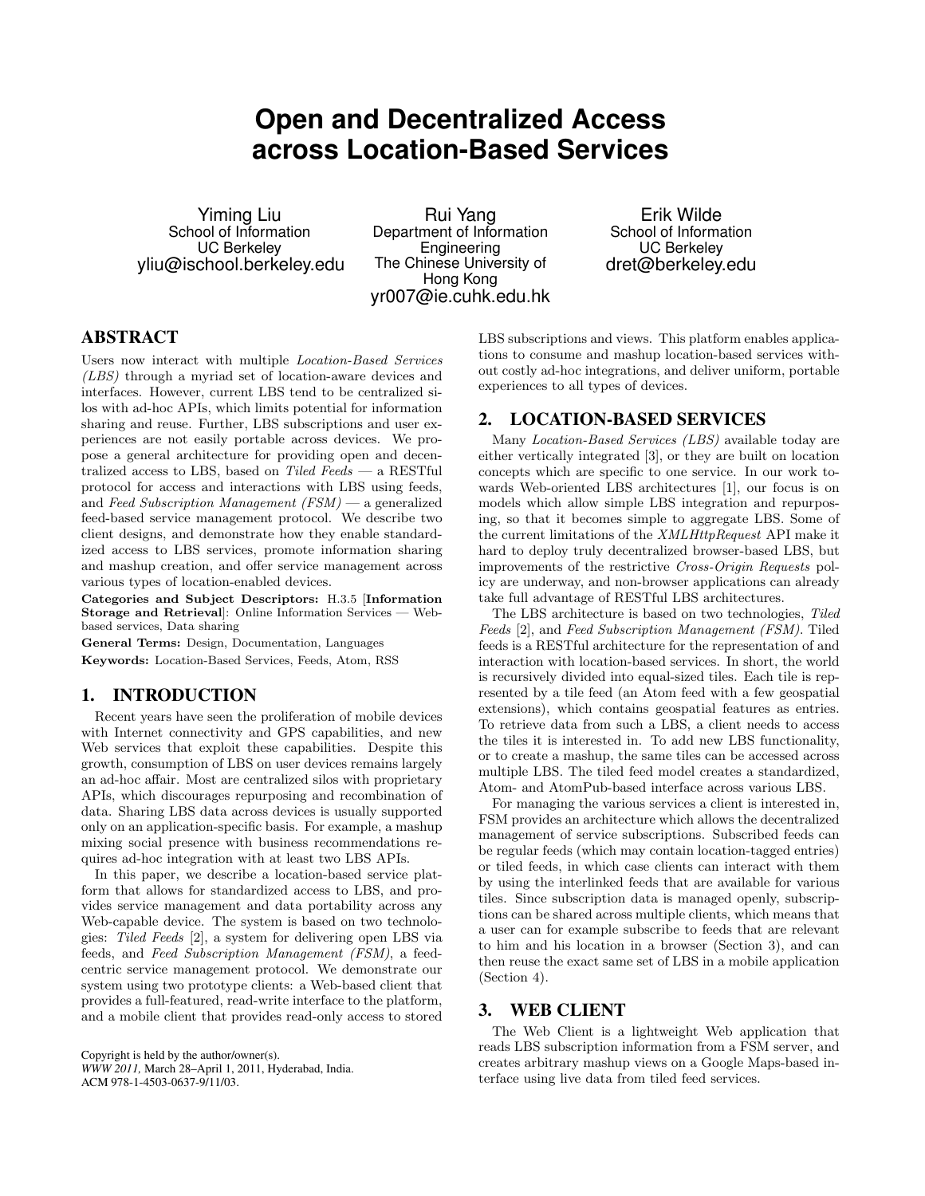# Open and Decentralized Access across Location-Based Services

Yiming Liu
School of Information
UC Berkeley
yliu@ischool.berkeley.edu

Rui Yang
Department of Information Engineering
The Chinese University of Hong Kong
yr007@ie.cuhk.edu.hk

Erik Wilde
School of Information
UC Berkeley
dret@berkeley.edu

## ABSTRACT

Users now interact with multiple *Location-Based Services (LBS)* through a myriad set of location-aware devices and interfaces. However, current LBS tend to be centralized silos with ad-hoc APIs, which limits potential for information sharing and reuse. Further, LBS subscriptions and user experiences are not easily portable across devices. We propose a general architecture for providing open and decentralized access to LBS, based on *Tiled Feeds* — a RESTful protocol for access and interactions with LBS using feeds, and *Feed Subscription Management (FSM)* — a generalized feed-based service management protocol. We describe two client designs, and demonstrate how they enable standardized access to LBS services, promote information sharing and mashup creation, and offer service management across various types of location-enabled devices.

**Categories and Subject Descriptors:** H.3.5 [**Information Storage and Retrieval**]: Online Information Services — Web-based services, Data sharing

**General Terms:** Design, Documentation, Languages

**Keywords:** Location-Based Services, Feeds, Atom, RSS

## 1. INTRODUCTION

Recent years have seen the proliferation of mobile devices with Internet connectivity and GPS capabilities, and new Web services that exploit these capabilities. Despite this growth, consumption of LBS on user devices remains largely an ad-hoc affair. Most are centralized silos with proprietary APIs, which discourages repurposing and recombination of data. Sharing LBS data across devices is usually supported only on an application-specific basis. For example, a mashup mixing social presence with business recommendations requires ad-hoc integration with at least two LBS APIs.

In this paper, we describe a location-based service platform that allows for standardized access to LBS, and provides service management and data portability across any Web-capable device. The system is based on two technologies: *Tiled Feeds* [2], a system for delivering open LBS via feeds, and *Feed Subscription Management (FSM)*, a feed-centric service management protocol. We demonstrate our system using two prototype clients: a Web-based client that provides a full-featured, read-write interface to the platform, and a mobile client that provides read-only access to stored LBS subscriptions and views. This platform enables applications to consume and mashup location-based services without costly ad-hoc integrations, and deliver uniform, portable experiences to all types of devices.

Copyright is held by the author/owner(s).
*WWW 2011,* March 28–April 1, 2011, Hyderabad, India.
ACM 978-1-4503-0637-9/11/03.

## 2. LOCATION-BASED SERVICES

Many *Location-Based Services (LBS)* available today are either vertically integrated [3], or they are built on location concepts which are specific to one service. In our work towards Web-oriented LBS architectures [1], our focus is on models which allow simple LBS integration and repurposing, so that it becomes simple to aggregate LBS. Some of the current limitations of the *XMLHttpRequest* API make it hard to deploy truly decentralized browser-based LBS, but improvements of the restrictive *Cross-Origin Requests* policy are underway, and non-browser applications can already take full advantage of RESTful LBS architectures.

The LBS architecture is based on two technologies, *Tiled Feeds* [2], and *Feed Subscription Management (FSM)*. Tiled feeds is a RESTful architecture for the representation of and interaction with location-based services. In short, the world is recursively divided into equal-sized tiles. Each tile is represented by a tile feed (an Atom feed with a few geospatial extensions), which contains geospatial features as entries. To retrieve data from such a LBS, a client needs to access the tiles it is interested in. To add new LBS functionality, or to create a mashup, the same tiles can be accessed across multiple LBS. The tiled feed model creates a standardized, Atom- and AtomPub-based interface across various LBS.

For managing the various services a client is interested in, FSM provides an architecture which allows the decentralized management of service subscriptions. Subscribed feeds can be regular feeds (which may contain location-tagged entries) or tiled feeds, in which case clients can interact with them by using the interlinked feeds that are available for various tiles. Since subscription data is managed openly, subscriptions can be shared across multiple clients, which means that a user can for example subscribe to feeds that are relevant to him and his location in a browser (Section 3), and can then reuse the exact same set of LBS in a mobile application (Section 4).

## 3. WEB CLIENT

The Web Client is a lightweight Web application that reads LBS subscription information from a FSM server, and creates arbitrary mashup views on a Google Maps-based interface using live data from tiled feed services.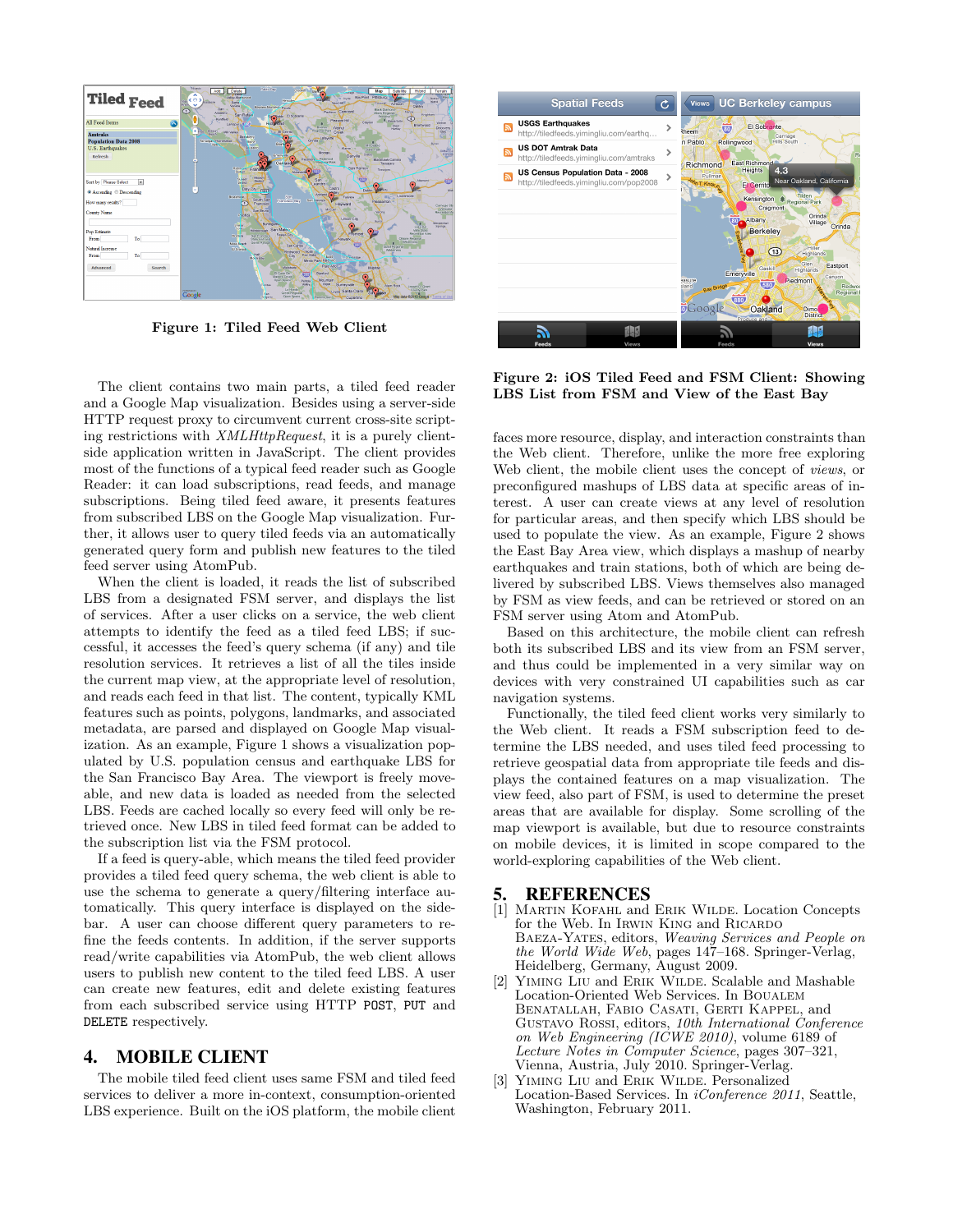Figure 1: Tiled Feed Web Client

The client contains two main parts, a tiled feed reader and a Google Map visualization. Besides using a server-side HTTP request proxy to circumvent current cross-site scripting restrictions with *XMLHttpRequest*, it is a purely client-side application written in JavaScript. The client provides most of the functions of a typical feed reader such as Google Reader: it can load subscriptions, read feeds, and manage subscriptions. Being tiled feed aware, it presents features from subscribed LBS on the Google Map visualization. Further, it allows user to query tiled feeds via an automatically generated query form and publish new features to the tiled feed server using AtomPub.

When the client is loaded, it reads the list of subscribed LBS from a designated FSM server, and displays the list of services. After a user clicks on a service, the web client attempts to identify the feed as a tiled feed LBS; if successful, it accesses the feed's query schema (if any) and tile resolution services. It retrieves a list of all the tiles inside the current map view, at the appropriate level of resolution, and reads each feed in that list. The content, typically KML features such as points, polygons, landmarks, and associated metadata, are parsed and displayed on Google Map visualization. As an example, Figure 1 shows a visualization populated by U.S. population census and earthquake LBS for the San Francisco Bay Area. The viewport is freely moveable, and new data is loaded as needed from the selected LBS. Feeds are cached locally so every feed will only be retrieved once. New LBS in tiled feed format can be added to the subscription list via the FSM protocol.

If a feed is query-able, which means the tiled feed provider provides a tiled feed query schema, the web client is able to use the schema to generate a query/filtering interface automatically. This query interface is displayed on the sidebar. A user can choose different query parameters to refine the feeds contents. In addition, if the server supports read/write capabilities via AtomPub, the web client allows users to publish new content to the tiled feed LBS. A user can create new features, edit and delete existing features from each subscribed service using HTTP `POST`, `PUT` and `DELETE` respectively.

## 4. MOBILE CLIENT

The mobile tiled feed client uses same FSM and tiled feed services to deliver a more in-context, consumption-oriented LBS experience. Built on the iOS platform, the mobile client faces more resource, display, and interaction constraints than the Web client. Therefore, unlike the more free exploring Web client, the mobile client uses the concept of *views*, or preconfigured mashups of LBS data at specific areas of interest. A user can create views at any level of resolution for particular areas, and then specify which LBS should be used to populate the view. As an example, Figure 2 shows the East Bay Area view, which displays a mashup of nearby earthquakes and train stations, both of which are being delivered by subscribed LBS. Views themselves also managed by FSM as view feeds, and can be retrieved or stored on an FSM server using Atom and AtomPub.

Figure 2: iOS Tiled Feed and FSM Client: Showing LBS List from FSM and View of the East Bay

Based on this architecture, the mobile client can refresh both its subscribed LBS and its view from an FSM server, and thus could be implemented in a very similar way on devices with very constrained UI capabilities such as car navigation systems.

Functionally, the tiled feed client works very similarly to the Web client. It reads a FSM subscription feed to determine the LBS needed, and uses tiled feed processing to retrieve geospatial data from appropriate tile feeds and displays the contained features on a map visualization. The view feed, also part of FSM, is used to determine the preset areas that are available for display. Some scrolling of the map viewport is available, but due to resource constraints on mobile devices, it is limited in scope compared to the world-exploring capabilities of the Web client.

## 5. REFERENCES

[1] Martin Kofahl and Erik Wilde. Location Concepts for the Web. In Irwin King and Ricardo Baeza-Yates, editors, *Weaving Services and People on the World Wide Web*, pages 147–168. Springer-Verlag, Heidelberg, Germany, August 2009.

[2] Yiming Liu and Erik Wilde. Scalable and Mashable Location-Oriented Web Services. In Boualem Benatallah, Fabio Casati, Gerti Kappel, and Gustavo Rossi, editors, *10th International Conference on Web Engineering (ICWE 2010)*, volume 6189 of *Lecture Notes in Computer Science*, pages 307–321, Vienna, Austria, July 2010. Springer-Verlag.

[3] Yiming Liu and Erik Wilde. Personalized Location-Based Services. In *iConference 2011*, Seattle, Washington, February 2011.